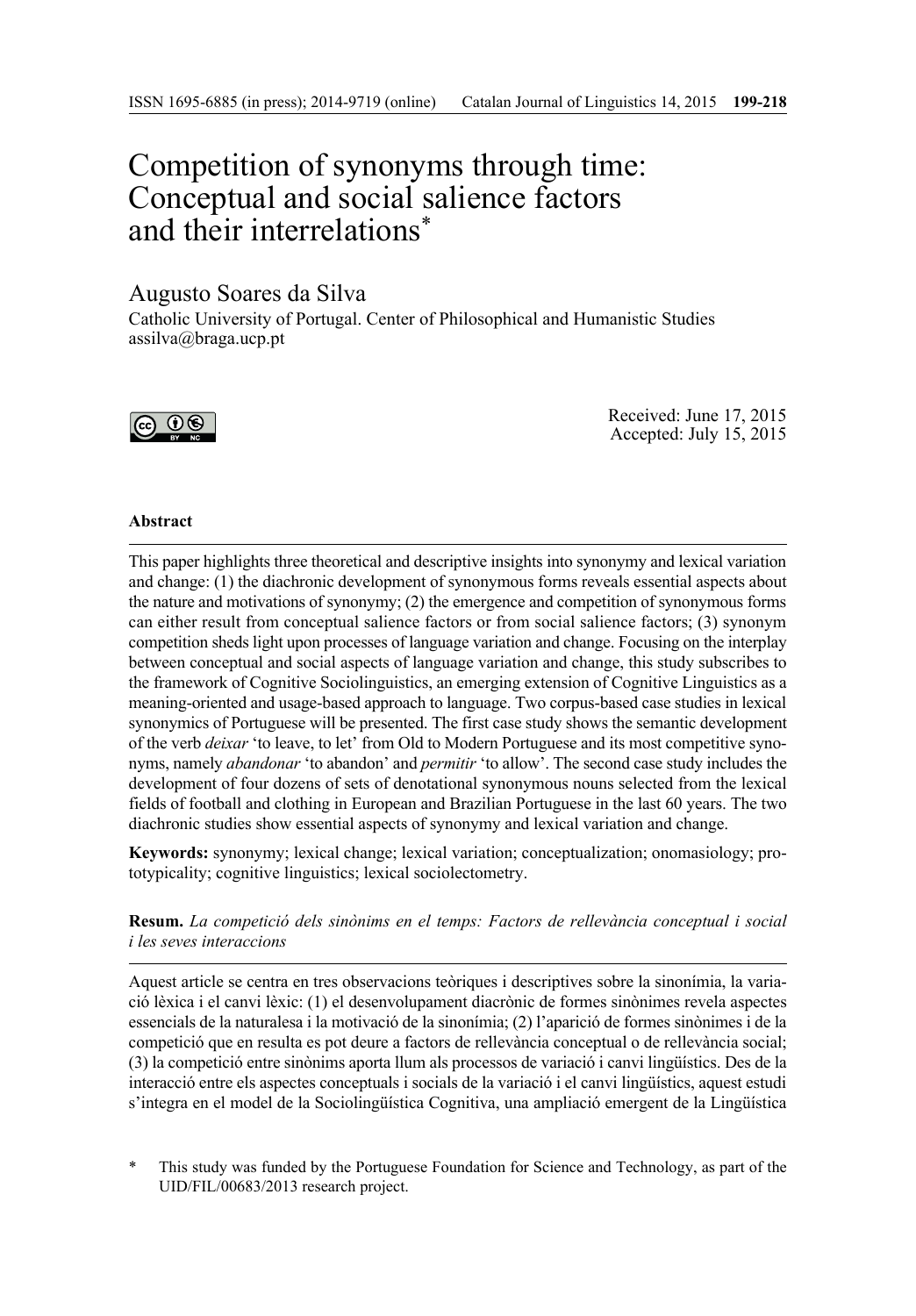# Competition of synonyms through time: Conceptual and social salience factors and their interrelations*

Augusto Soares da Silva
Catholic University of Portugal. Center of Philosophical and Humanistic Studies
assilva@braga.ucp.pt

Received: June 17, 2015
Accepted: July 15, 2015

### Abstract

This paper highlights three theoretical and descriptive insights into synonymy and lexical variation and change: (1) the diachronic development of synonymous forms reveals essential aspects about the nature and motivations of synonymy; (2) the emergence and competition of synonymous forms can either result from conceptual salience factors or from social salience factors; (3) synonym competition sheds light upon processes of language variation and change. Focusing on the interplay between conceptual and social aspects of language variation and change, this study subscribes to the framework of Cognitive Sociolinguistics, an emerging extension of Cognitive Linguistics as a meaning-oriented and usage-based approach to language. Two corpus-based case studies in lexical synonymics of Portuguese will be presented. The first case study shows the semantic development of the verb *deixar* 'to leave, to let' from Old to Modern Portuguese and its most competitive synonyms, namely *abandonar* 'to abandon' and *permitir* 'to allow'. The second case study includes the development of four dozens of sets of denotational synonymous nouns selected from the lexical fields of football and clothing in European and Brazilian Portuguese in the last 60 years. The two diachronic studies show essential aspects of synonymy and lexical variation and change.

**Keywords:** synonymy; lexical change; lexical variation; conceptualization; onomasiology; prototypicality; cognitive linguistics; lexical sociolectometry.

**Resum.** *La competició dels sinònims en el temps: Factors de rellevància conceptual i social i les seves interaccions*

Aquest article se centra en tres observacions teòriques i descriptives sobre la sinonímia, la variació lèxica i el canvi lèxic: (1) el desenvolupament diacrònic de formes sinònimes revela aspectes essencials de la naturalesa i la motivació de la sinonímia; (2) l'aparició de formes sinònimes i de la competició que en resulta es pot deure a factors de rellevància conceptual o de rellevància social; (3) la competició entre sinònims aporta llum als processos de variació i canvi lingüístics. Des de la interacció entre els aspectes conceptuals i socials de la variació i el canvi lingüístics, aquest estudi s'integra en el model de la Sociolingüística Cognitiva, una ampliació emergent de la Lingüística

\* This study was funded by the Portuguese Foundation for Science and Technology, as part of the UID/FIL/00683/2013 research project.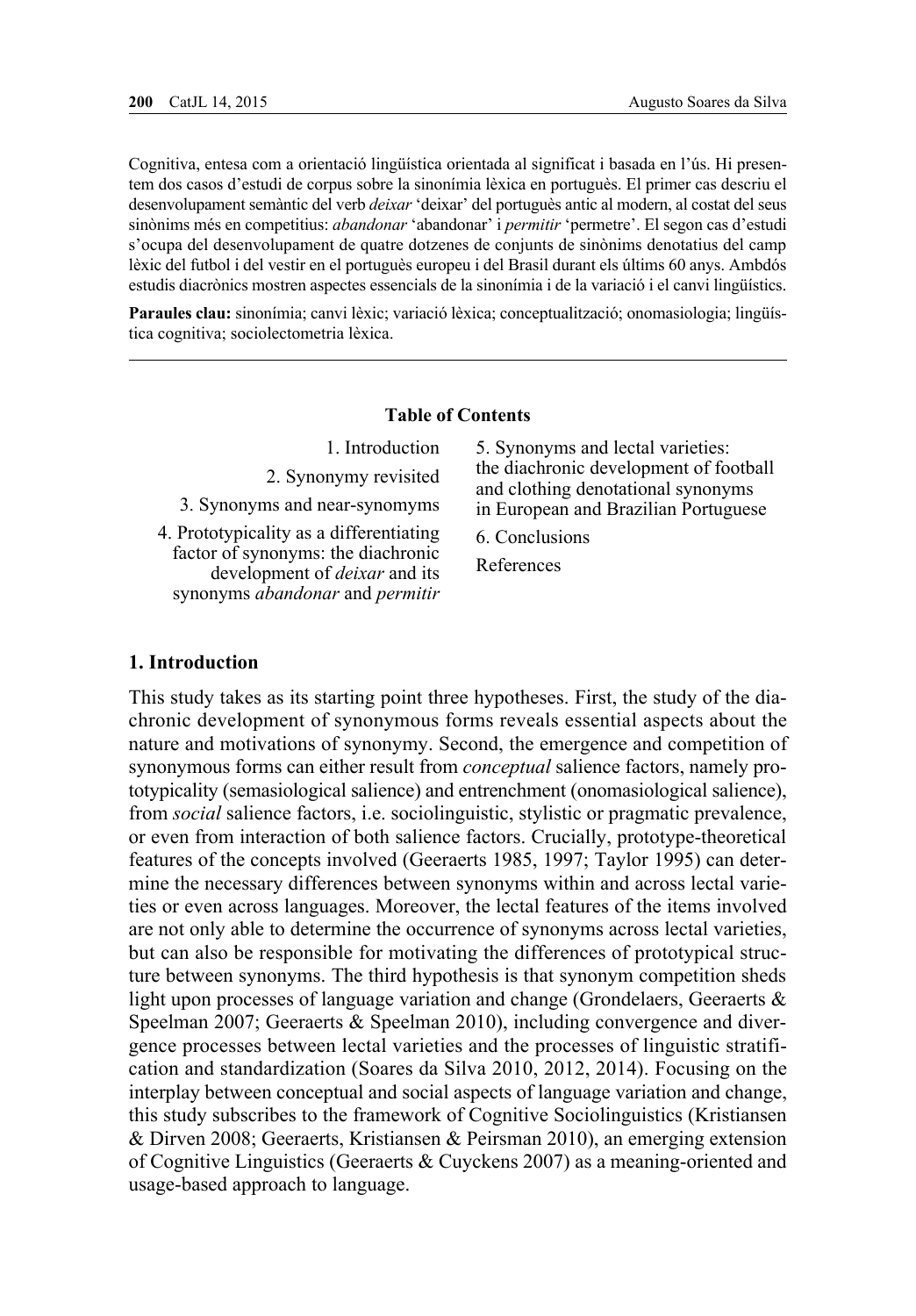Cognitiva, entesa com a orientació lingüística orientada al significat i basada en l'ús. Hi presentem dos casos d'estudi de corpus sobre la sinonímia lèxica en portuguès. El primer cas descriu el desenvolupament semàntic del verb *deixar* 'deixar' del portuguès antic al modern, al costat del seus sinònims més en competitius: *abandonar* 'abandonar' i *permitir* 'permetre'. El segon cas d'estudi s'ocupa del desenvolupament de quatre dotzenes de conjunts de sinònims denotatius del camp lèxic del futbol i del vestir en el portuguès europeu i del Brasil durant els últims 60 anys. Ambdós estudis diacrònics mostren aspectes essencials de la sinonímia i de la variació i el canvi lingüístics.

**Paraules clau:** sinonímia; canvi lèxic; variació lèxica; conceptualització; onomasiologia; lingüística cognitiva; sociolectometria lèxica.

**Table of Contents**

1. Introduction
2. Synonymy revisited
3. Synonyms and near-synomyms
4. Prototypicality as a differentiating factor of synonyms: the diachronic development of *deixar* and its synonyms *abandonar* and *permitir*
5. Synonyms and lectal varieties: the diachronic development of football and clothing denotational synonyms in European and Brazilian Portuguese
6. Conclusions

References

## 1. Introduction

This study takes as its starting point three hypotheses. First, the study of the diachronic development of synonymous forms reveals essential aspects about the nature and motivations of synonymy. Second, the emergence and competition of synonymous forms can either result from *conceptual* salience factors, namely prototypicality (semasiological salience) and entrenchment (onomasiological salience), from *social* salience factors, i.e. sociolinguistic, stylistic or pragmatic prevalence, or even from interaction of both salience factors. Crucially, prototype-theoretical features of the concepts involved (Geeraerts 1985, 1997; Taylor 1995) can determine the necessary differences between synonyms within and across lectal varieties or even across languages. Moreover, the lectal features of the items involved are not only able to determine the occurrence of synonyms across lectal varieties, but can also be responsible for motivating the differences of prototypical structure between synonyms. The third hypothesis is that synonym competition sheds light upon processes of language variation and change (Grondelaers, Geeraerts & Speelman 2007; Geeraerts & Speelman 2010), including convergence and divergence processes between lectal varieties and the processes of linguistic stratification and standardization (Soares da Silva 2010, 2012, 2014). Focusing on the interplay between conceptual and social aspects of language variation and change, this study subscribes to the framework of Cognitive Sociolinguistics (Kristiansen & Dirven 2008; Geeraerts, Kristiansen & Peirsman 2010), an emerging extension of Cognitive Linguistics (Geeraerts & Cuyckens 2007) as a meaning-oriented and usage-based approach to language.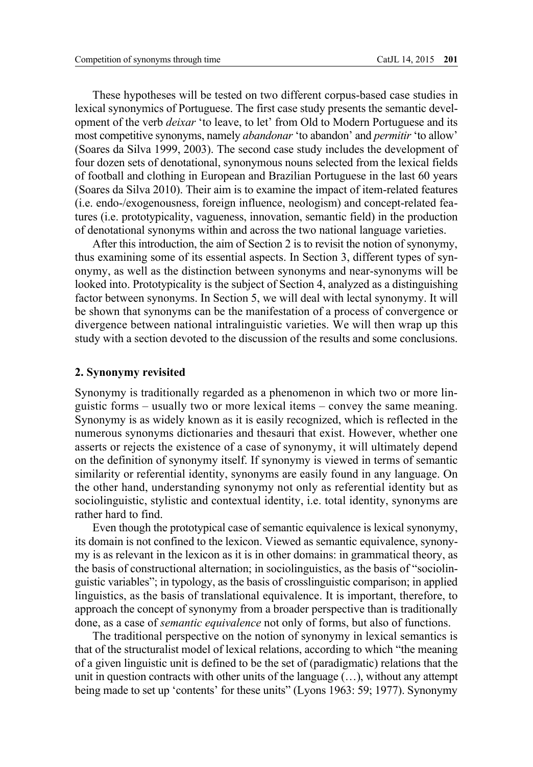These hypotheses will be tested on two different corpus-based case studies in lexical synonymics of Portuguese. The first case study presents the semantic development of the verb *deixar* 'to leave, to let' from Old to Modern Portuguese and its most competitive synonyms, namely *abandonar* 'to abandon' and *permitir* 'to allow' (Soares da Silva 1999, 2003). The second case study includes the development of four dozen sets of denotational, synonymous nouns selected from the lexical fields of football and clothing in European and Brazilian Portuguese in the last 60 years (Soares da Silva 2010). Their aim is to examine the impact of item-related features (i.e. endo-/exogenousness, foreign influence, neologism) and concept-related features (i.e. prototypicality, vagueness, innovation, semantic field) in the production of denotational synonyms within and across the two national language varieties.

After this introduction, the aim of Section 2 is to revisit the notion of synonymy, thus examining some of its essential aspects. In Section 3, different types of synonymy, as well as the distinction between synonyms and near-synonyms will be looked into. Prototypicality is the subject of Section 4, analyzed as a distinguishing factor between synonyms. In Section 5, we will deal with lectal synonymy. It will be shown that synonyms can be the manifestation of a process of convergence or divergence between national intralinguistic varieties. We will then wrap up this study with a section devoted to the discussion of the results and some conclusions.

## 2. Synonymy revisited

Synonymy is traditionally regarded as a phenomenon in which two or more linguistic forms – usually two or more lexical items – convey the same meaning. Synonymy is as widely known as it is easily recognized, which is reflected in the numerous synonyms dictionaries and thesauri that exist. However, whether one asserts or rejects the existence of a case of synonymy, it will ultimately depend on the definition of synonymy itself. If synonymy is viewed in terms of semantic similarity or referential identity, synonyms are easily found in any language. On the other hand, understanding synonymy not only as referential identity but as sociolinguistic, stylistic and contextual identity, i.e. total identity, synonyms are rather hard to find.

Even though the prototypical case of semantic equivalence is lexical synonymy, its domain is not confined to the lexicon. Viewed as semantic equivalence, synonymy is as relevant in the lexicon as it is in other domains: in grammatical theory, as the basis of constructional alternation; in sociolinguistics, as the basis of "sociolinguistic variables"; in typology, as the basis of crosslinguistic comparison; in applied linguistics, as the basis of translational equivalence. It is important, therefore, to approach the concept of synonymy from a broader perspective than is traditionally done, as a case of *semantic equivalence* not only of forms, but also of functions.

The traditional perspective on the notion of synonymy in lexical semantics is that of the structuralist model of lexical relations, according to which "the meaning of a given linguistic unit is defined to be the set of (paradigmatic) relations that the unit in question contracts with other units of the language (…), without any attempt being made to set up 'contents' for these units" (Lyons 1963: 59; 1977). Synonymy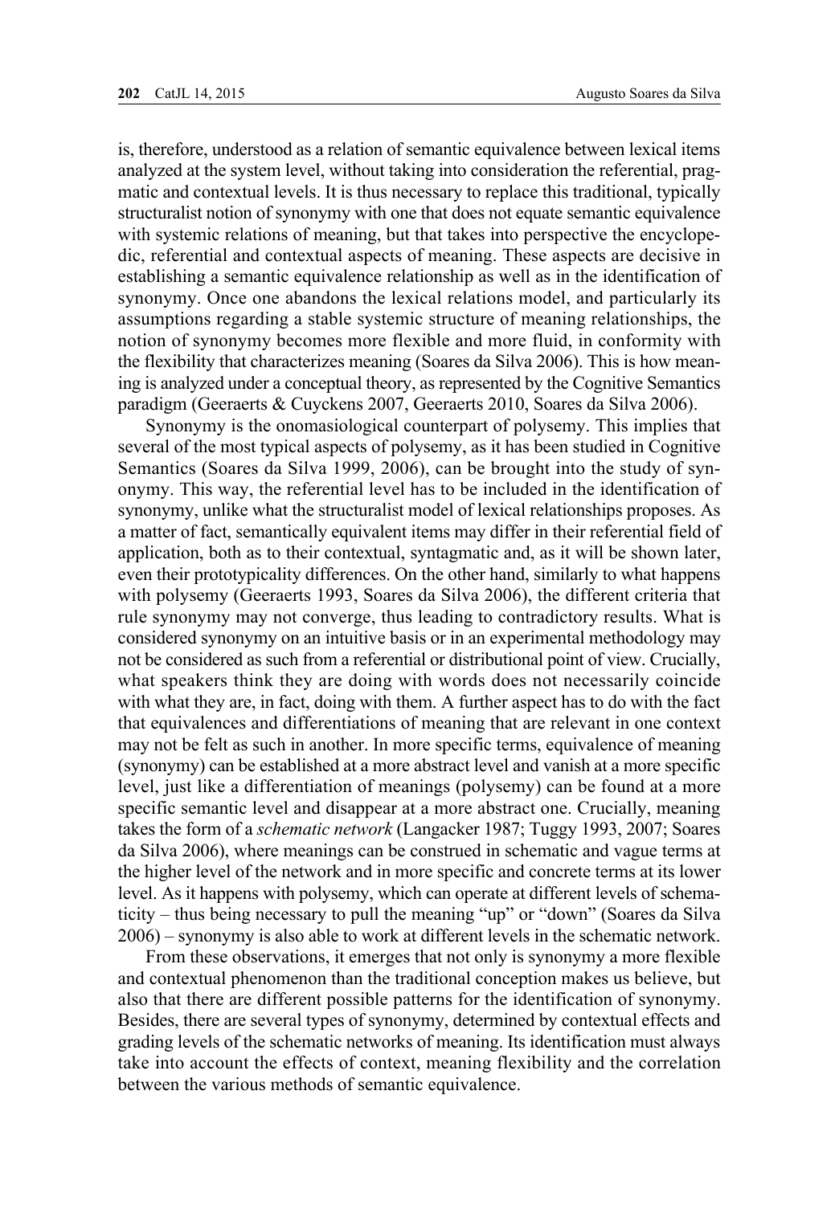is, therefore, understood as a relation of semantic equivalence between lexical items analyzed at the system level, without taking into consideration the referential, pragmatic and contextual levels. It is thus necessary to replace this traditional, typically structuralist notion of synonymy with one that does not equate semantic equivalence with systemic relations of meaning, but that takes into perspective the encyclopedic, referential and contextual aspects of meaning. These aspects are decisive in establishing a semantic equivalence relationship as well as in the identification of synonymy. Once one abandons the lexical relations model, and particularly its assumptions regarding a stable systemic structure of meaning relationships, the notion of synonymy becomes more flexible and more fluid, in conformity with the flexibility that characterizes meaning (Soares da Silva 2006). This is how meaning is analyzed under a conceptual theory, as represented by the Cognitive Semantics paradigm (Geeraerts & Cuyckens 2007, Geeraerts 2010, Soares da Silva 2006).

Synonymy is the onomasiological counterpart of polysemy. This implies that several of the most typical aspects of polysemy, as it has been studied in Cognitive Semantics (Soares da Silva 1999, 2006), can be brought into the study of synonymy. This way, the referential level has to be included in the identification of synonymy, unlike what the structuralist model of lexical relationships proposes. As a matter of fact, semantically equivalent items may differ in their referential field of application, both as to their contextual, syntagmatic and, as it will be shown later, even their prototypicality differences. On the other hand, similarly to what happens with polysemy (Geeraerts 1993, Soares da Silva 2006), the different criteria that rule synonymy may not converge, thus leading to contradictory results. What is considered synonymy on an intuitive basis or in an experimental methodology may not be considered as such from a referential or distributional point of view. Crucially, what speakers think they are doing with words does not necessarily coincide with what they are, in fact, doing with them. A further aspect has to do with the fact that equivalences and differentiations of meaning that are relevant in one context may not be felt as such in another. In more specific terms, equivalence of meaning (synonymy) can be established at a more abstract level and vanish at a more specific level, just like a differentiation of meanings (polysemy) can be found at a more specific semantic level and disappear at a more abstract one. Crucially, meaning takes the form of a *schematic network* (Langacker 1987; Tuggy 1993, 2007; Soares da Silva 2006), where meanings can be construed in schematic and vague terms at the higher level of the network and in more specific and concrete terms at its lower level. As it happens with polysemy, which can operate at different levels of schematicity – thus being necessary to pull the meaning "up" or "down" (Soares da Silva 2006) – synonymy is also able to work at different levels in the schematic network.

From these observations, it emerges that not only is synonymy a more flexible and contextual phenomenon than the traditional conception makes us believe, but also that there are different possible patterns for the identification of synonymy. Besides, there are several types of synonymy, determined by contextual effects and grading levels of the schematic networks of meaning. Its identification must always take into account the effects of context, meaning flexibility and the correlation between the various methods of semantic equivalence.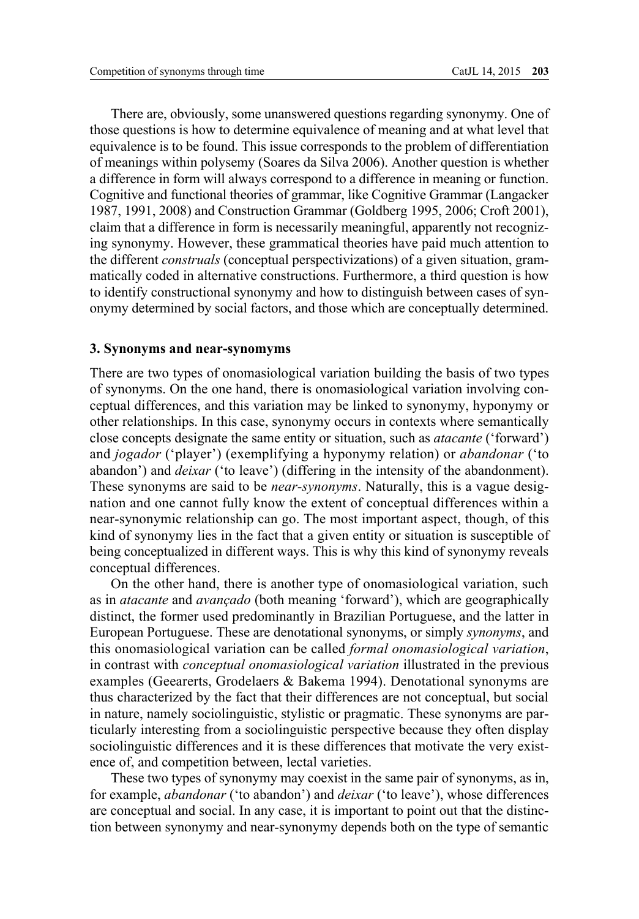There are, obviously, some unanswered questions regarding synonymy. One of those questions is how to determine equivalence of meaning and at what level that equivalence is to be found. This issue corresponds to the problem of differentiation of meanings within polysemy (Soares da Silva 2006). Another question is whether a difference in form will always correspond to a difference in meaning or function. Cognitive and functional theories of grammar, like Cognitive Grammar (Langacker 1987, 1991, 2008) and Construction Grammar (Goldberg 1995, 2006; Croft 2001), claim that a difference in form is necessarily meaningful, apparently not recognizing synonymy. However, these grammatical theories have paid much attention to the different *construals* (conceptual perspectivizations) of a given situation, grammatically coded in alternative constructions. Furthermore, a third question is how to identify constructional synonymy and how to distinguish between cases of synonymy determined by social factors, and those which are conceptually determined.

### 3. Synonyms and near-synomyms

There are two types of onomasiological variation building the basis of two types of synonyms. On the one hand, there is onomasiological variation involving conceptual differences, and this variation may be linked to synonymy, hyponymy or other relationships. In this case, synonymy occurs in contexts where semantically close concepts designate the same entity or situation, such as *atacante* ('forward') and *jogador* ('player') (exemplifying a hyponymy relation) or *abandonar* ('to abandon') and *deixar* ('to leave') (differing in the intensity of the abandonment). These synonyms are said to be *near-synonyms*. Naturally, this is a vague designation and one cannot fully know the extent of conceptual differences within a near-synonymic relationship can go. The most important aspect, though, of this kind of synonymy lies in the fact that a given entity or situation is susceptible of being conceptualized in different ways. This is why this kind of synonymy reveals conceptual differences.

On the other hand, there is another type of onomasiological variation, such as in *atacante* and *avançado* (both meaning 'forward'), which are geographically distinct, the former used predominantly in Brazilian Portuguese, and the latter in European Portuguese. These are denotational synonyms, or simply *synonyms*, and this onomasiological variation can be called *formal onomasiological variation*, in contrast with *conceptual onomasiological variation* illustrated in the previous examples (Geearerts, Grodelaers & Bakema 1994). Denotational synonyms are thus characterized by the fact that their differences are not conceptual, but social in nature, namely sociolinguistic, stylistic or pragmatic. These synonyms are particularly interesting from a sociolinguistic perspective because they often display sociolinguistic differences and it is these differences that motivate the very existence of, and competition between, lectal varieties.

These two types of synonymy may coexist in the same pair of synonyms, as in, for example, *abandonar* ('to abandon') and *deixar* ('to leave'), whose differences are conceptual and social. In any case, it is important to point out that the distinction between synonymy and near-synonymy depends both on the type of semantic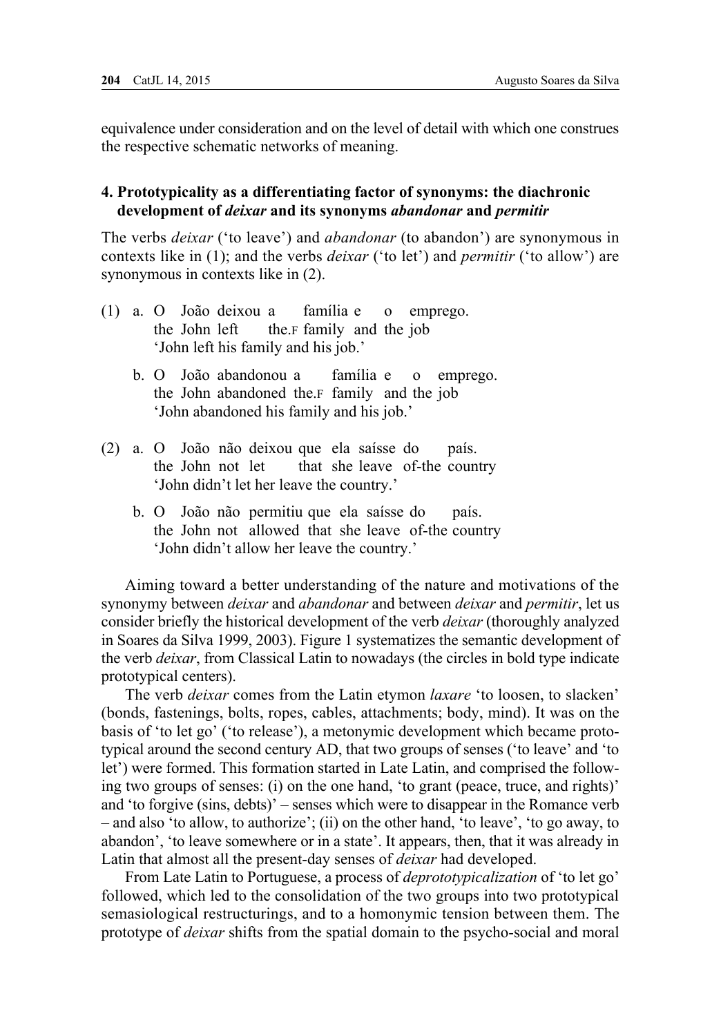equivalence under consideration and on the level of detail with which one construes the respective schematic networks of meaning.

## 4. Prototypicality as a differentiating factor of synonyms: the diachronic development of *deixar* and its synonyms *abandonar* and *permitir*

The verbs *deixar* ('to leave') and *abandonar* (to abandon') are synonymous in contexts like in (1); and the verbs *deixar* ('to let') and *permitir* ('to allow') are synonymous in contexts like in (2).

(1) a. O João deixou a família e o emprego.
the John left the.F family and the job
'John left his family and his job.'

b. O João abandonou a família e o emprego.
the John abandoned the.F family and the job
'John abandoned his family and his job.'

(2) a. O João não deixou que ela saísse do país.
the John not let that she leave of-the country
'John didn't let her leave the country.'

b. O João não permitiu que ela saísse do país.
the John not allowed that she leave of-the country
'John didn't allow her leave the country.'

Aiming toward a better understanding of the nature and motivations of the synonymy between *deixar* and *abandonar* and between *deixar* and *permitir*, let us consider briefly the historical development of the verb *deixar* (thoroughly analyzed in Soares da Silva 1999, 2003). Figure 1 systematizes the semantic development of the verb *deixar*, from Classical Latin to nowadays (the circles in bold type indicate prototypical centers).

The verb *deixar* comes from the Latin etymon *laxare* 'to loosen, to slacken' (bonds, fastenings, bolts, ropes, cables, attachments; body, mind). It was on the basis of 'to let go' ('to release'), a metonymic development which became prototypical around the second century AD, that two groups of senses ('to leave' and 'to let') were formed. This formation started in Late Latin, and comprised the following two groups of senses: (i) on the one hand, 'to grant (peace, truce, and rights)' and 'to forgive (sins, debts)' – senses which were to disappear in the Romance verb – and also 'to allow, to authorize'; (ii) on the other hand, 'to leave', 'to go away, to abandon', 'to leave somewhere or in a state'. It appears, then, that it was already in Latin that almost all the present-day senses of *deixar* had developed.

From Late Latin to Portuguese, a process of *deprototypicalization* of 'to let go' followed, which led to the consolidation of the two groups into two prototypical semasiological restructurings, and to a homonymic tension between them. The prototype of *deixar* shifts from the spatial domain to the psycho-social and moral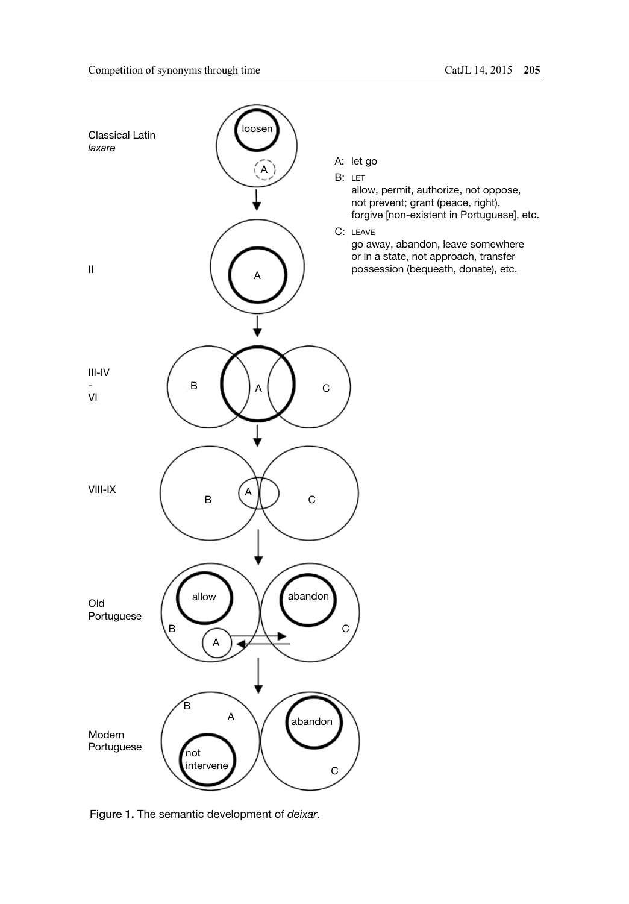Classical Latin *laxare*

A: let go

B: LET
allow, permit, authorize, not oppose, not prevent; grant (peace, right), forgive [non-existent in Portuguese], etc.

C: LEAVE
go away, abandon, leave somewhere or in a state, not approach, transfer possession (bequeath, donate), etc.

II

III-IV - VI

VIII-IX

Old Portuguese

Modern Portuguese

**Figure 1.** The semantic development of *deixar*.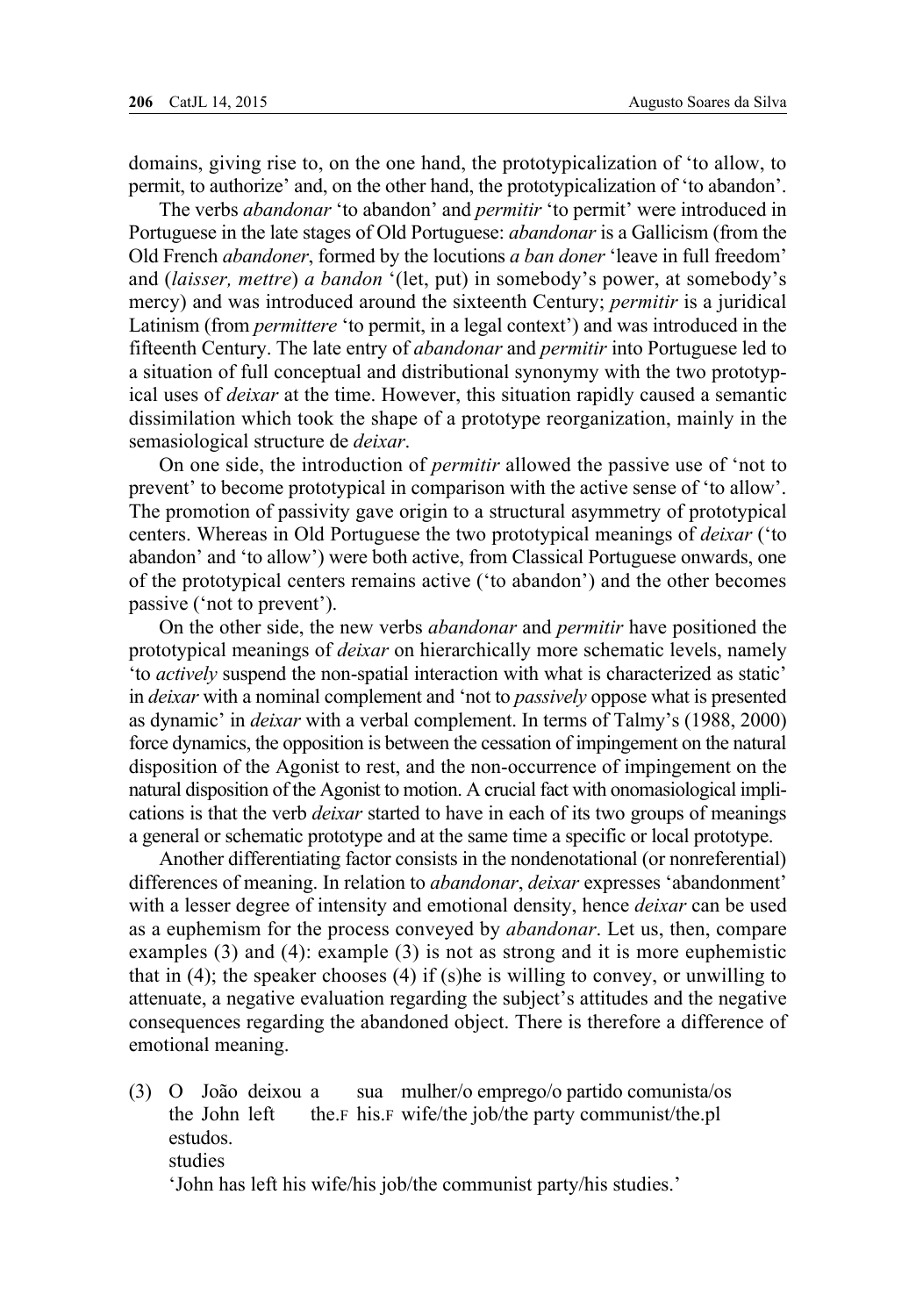domains, giving rise to, on the one hand, the prototypicalization of 'to allow, to permit, to authorize' and, on the other hand, the prototypicalization of 'to abandon'.

The verbs *abandonar* 'to abandon' and *permitir* 'to permit' were introduced in Portuguese in the late stages of Old Portuguese: *abandonar* is a Gallicism (from the Old French *abandoner*, formed by the locutions *a ban doner* 'leave in full freedom' and (*laisser, mettre*) *a bandon* '(let, put) in somebody's power, at somebody's mercy) and was introduced around the sixteenth Century; *permitir* is a juridical Latinism (from *permittere* 'to permit, in a legal context') and was introduced in the fifteenth Century. The late entry of *abandonar* and *permitir* into Portuguese led to a situation of full conceptual and distributional synonymy with the two prototypical uses of *deixar* at the time. However, this situation rapidly caused a semantic dissimilation which took the shape of a prototype reorganization, mainly in the semasiological structure de *deixar*.

On one side, the introduction of *permitir* allowed the passive use of 'not to prevent' to become prototypical in comparison with the active sense of 'to allow'. The promotion of passivity gave origin to a structural asymmetry of prototypical centers. Whereas in Old Portuguese the two prototypical meanings of *deixar* ('to abandon' and 'to allow') were both active, from Classical Portuguese onwards, one of the prototypical centers remains active ('to abandon') and the other becomes passive ('not to prevent').

On the other side, the new verbs *abandonar* and *permitir* have positioned the prototypical meanings of *deixar* on hierarchically more schematic levels, namely 'to *actively* suspend the non-spatial interaction with what is characterized as static' in *deixar* with a nominal complement and 'not to *passively* oppose what is presented as dynamic' in *deixar* with a verbal complement. In terms of Talmy's (1988, 2000) force dynamics, the opposition is between the cessation of impingement on the natural disposition of the Agonist to rest, and the non-occurrence of impingement on the natural disposition of the Agonist to motion. A crucial fact with onomasiological implications is that the verb *deixar* started to have in each of its two groups of meanings a general or schematic prototype and at the same time a specific or local prototype.

Another differentiating factor consists in the nondenotational (or nonreferential) differences of meaning. In relation to *abandonar*, *deixar* expresses 'abandonment' with a lesser degree of intensity and emotional density, hence *deixar* can be used as a euphemism for the process conveyed by *abandonar*. Let us, then, compare examples (3) and (4): example (3) is not as strong and it is more euphemistic that in (4); the speaker chooses (4) if (s)he is willing to convey, or unwilling to attenuate, a negative evaluation regarding the subject's attitudes and the negative consequences regarding the abandoned object. There is therefore a difference of emotional meaning.

(3) O João deixou a sua mulher/o emprego/o partido comunista/os estudos.
the John left the.F his.F wife/the job/the party communist/the.pl studies
'John has left his wife/his job/the communist party/his studies.'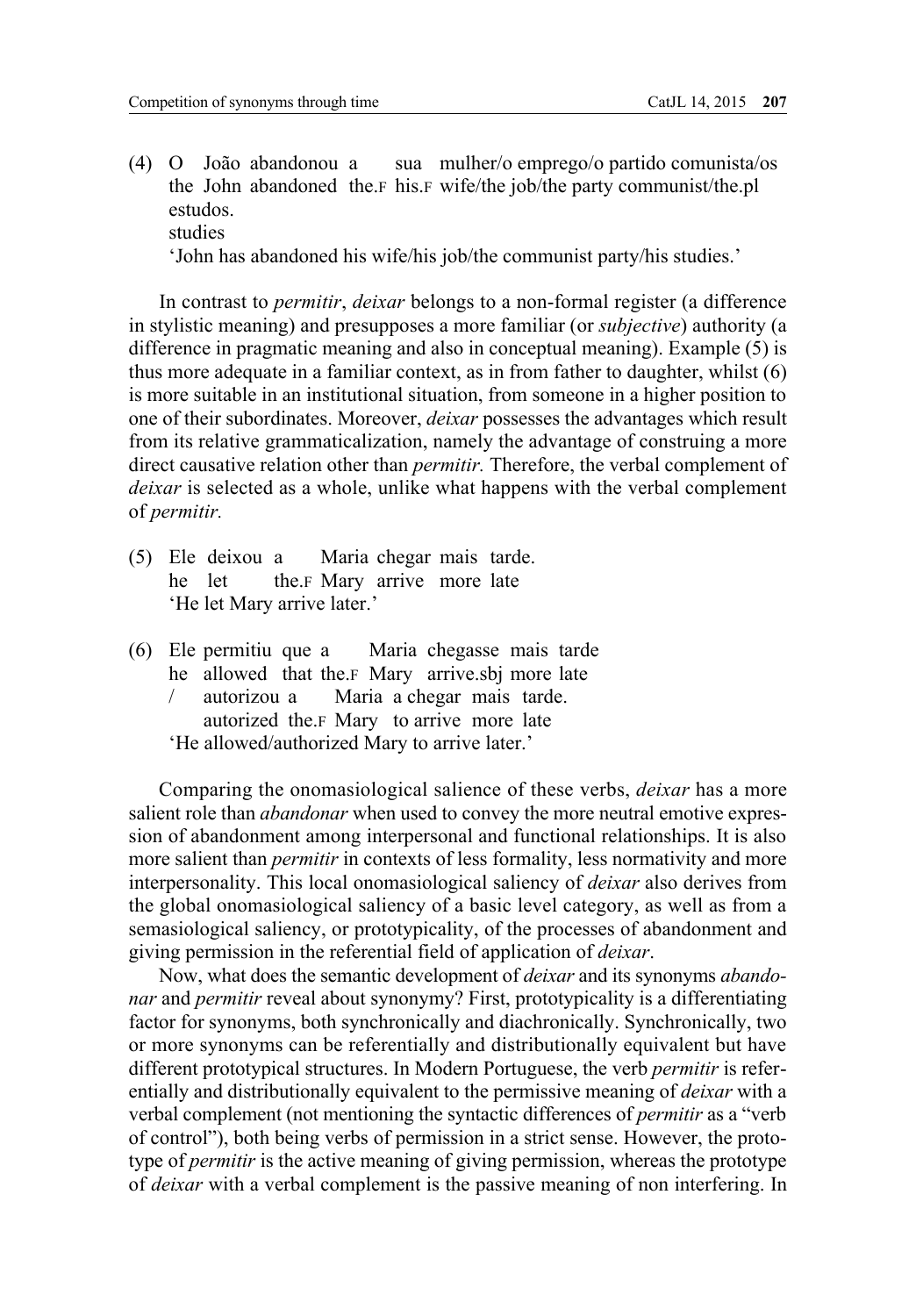(4) O João abandonou a sua mulher/o emprego/o partido comunista/os estudos.
    the John abandoned the.F his.F wife/the job/the party communist/the.pl studies
    'John has abandoned his wife/his job/the communist party/his studies.'

In contrast to *permitir*, *deixar* belongs to a non-formal register (a difference in stylistic meaning) and presupposes a more familiar (or *subjective*) authority (a difference in pragmatic meaning and also in conceptual meaning). Example (5) is thus more adequate in a familiar context, as in from father to daughter, whilst (6) is more suitable in an institutional situation, from someone in a higher position to one of their subordinates. Moreover, *deixar* possesses the advantages which result from its relative grammaticalization, namely the advantage of construing a more direct causative relation other than *permitir.* Therefore, the verbal complement of *deixar* is selected as a whole, unlike what happens with the verbal complement of *permitir.*

(5) Ele deixou a Maria chegar mais tarde.
    he let the.F Mary arrive more late
    'He let Mary arrive later.'

(6) Ele permitiu que a Maria chegasse mais tarde / autorizou a Maria a chegar mais tarde.
    he allowed that the.F Mary arrive.sbj more late / autorized the.F Mary to arrive more late
    'He allowed/authorized Mary to arrive later.'

Comparing the onomasiological salience of these verbs, *deixar* has a more salient role than *abandonar* when used to convey the more neutral emotive expression of abandonment among interpersonal and functional relationships. It is also more salient than *permitir* in contexts of less formality, less normativity and more interpersonality. This local onomasiological saliency of *deixar* also derives from the global onomasiological saliency of a basic level category, as well as from a semasiological saliency, or prototypicality, of the processes of abandonment and giving permission in the referential field of application of *deixar*.

Now, what does the semantic development of *deixar* and its synonyms *abandonar* and *permitir* reveal about synonymy? First, prototypicality is a differentiating factor for synonyms, both synchronically and diachronically. Synchronically, two or more synonyms can be referentially and distributionally equivalent but have different prototypical structures. In Modern Portuguese, the verb *permitir* is referentially and distributionally equivalent to the permissive meaning of *deixar* with a verbal complement (not mentioning the syntactic differences of *permitir* as a "verb of control"), both being verbs of permission in a strict sense. However, the prototype of *permitir* is the active meaning of giving permission, whereas the prototype of *deixar* with a verbal complement is the passive meaning of non interfering. In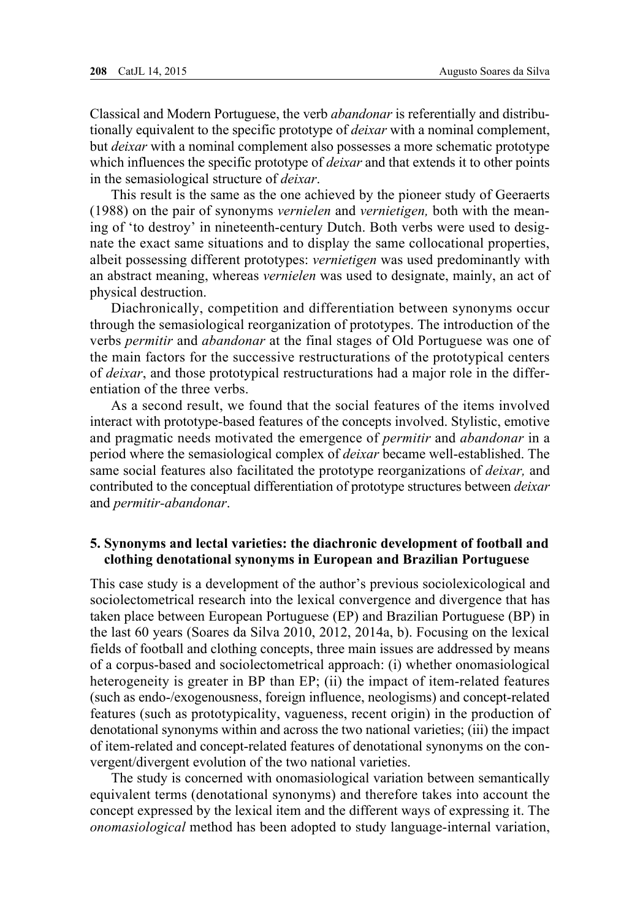Classical and Modern Portuguese, the verb *abandonar* is referentially and distributionally equivalent to the specific prototype of *deixar* with a nominal complement, but *deixar* with a nominal complement also possesses a more schematic prototype which influences the specific prototype of *deixar* and that extends it to other points in the semasiological structure of *deixar*.

This result is the same as the one achieved by the pioneer study of Geeraerts (1988) on the pair of synonyms *vernielen* and *vernietigen,* both with the meaning of 'to destroy' in nineteenth-century Dutch. Both verbs were used to designate the exact same situations and to display the same collocational properties, albeit possessing different prototypes: *vernietigen* was used predominantly with an abstract meaning, whereas *vernielen* was used to designate, mainly, an act of physical destruction.

Diachronically, competition and differentiation between synonyms occur through the semasiological reorganization of prototypes. The introduction of the verbs *permitir* and *abandonar* at the final stages of Old Portuguese was one of the main factors for the successive restructurations of the prototypical centers of *deixar*, and those prototypical restructurations had a major role in the differentiation of the three verbs.

As a second result, we found that the social features of the items involved interact with prototype-based features of the concepts involved. Stylistic, emotive and pragmatic needs motivated the emergence of *permitir* and *abandonar* in a period where the semasiological complex of *deixar* became well-established. The same social features also facilitated the prototype reorganizations of *deixar,* and contributed to the conceptual differentiation of prototype structures between *deixar* and *permitir-abandonar*.

## 5. Synonyms and lectal varieties: the diachronic development of football and clothing denotational synonyms in European and Brazilian Portuguese

This case study is a development of the author's previous sociolexicological and sociolectometrical research into the lexical convergence and divergence that has taken place between European Portuguese (EP) and Brazilian Portuguese (BP) in the last 60 years (Soares da Silva 2010, 2012, 2014a, b). Focusing on the lexical fields of football and clothing concepts, three main issues are addressed by means of a corpus-based and sociolectometrical approach: (i) whether onomasiological heterogeneity is greater in BP than EP; (ii) the impact of item-related features (such as endo-/exogenousness, foreign influence, neologisms) and concept-related features (such as prototypicality, vagueness, recent origin) in the production of denotational synonyms within and across the two national varieties; (iii) the impact of item-related and concept-related features of denotational synonyms on the convergent/divergent evolution of the two national varieties.

The study is concerned with onomasiological variation between semantically equivalent terms (denotational synonyms) and therefore takes into account the concept expressed by the lexical item and the different ways of expressing it. The *onomasiological* method has been adopted to study language-internal variation,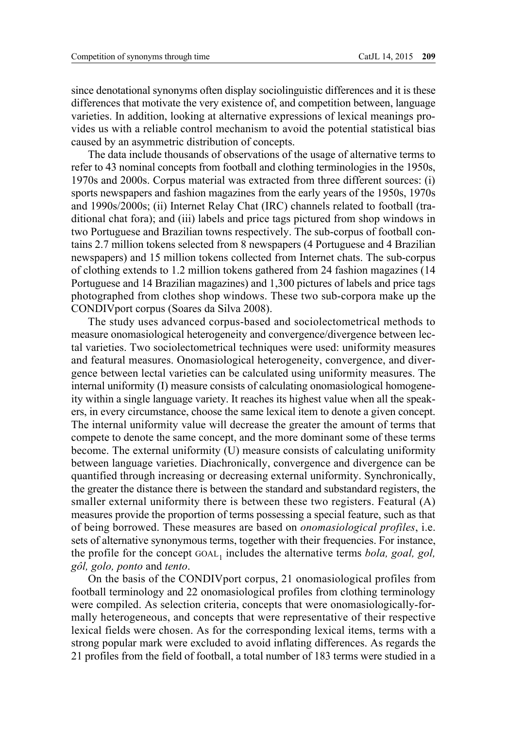since denotational synonyms often display sociolinguistic differences and it is these differences that motivate the very existence of, and competition between, language varieties. In addition, looking at alternative expressions of lexical meanings provides us with a reliable control mechanism to avoid the potential statistical bias caused by an asymmetric distribution of concepts.

The data include thousands of observations of the usage of alternative terms to refer to 43 nominal concepts from football and clothing terminologies in the 1950s, 1970s and 2000s. Corpus material was extracted from three different sources: (i) sports newspapers and fashion magazines from the early years of the 1950s, 1970s and 1990s/2000s; (ii) Internet Relay Chat (IRC) channels related to football (traditional chat fora); and (iii) labels and price tags pictured from shop windows in two Portuguese and Brazilian towns respectively. The sub-corpus of football contains 2.7 million tokens selected from 8 newspapers (4 Portuguese and 4 Brazilian newspapers) and 15 million tokens collected from Internet chats. The sub-corpus of clothing extends to 1.2 million tokens gathered from 24 fashion magazines (14 Portuguese and 14 Brazilian magazines) and 1,300 pictures of labels and price tags photographed from clothes shop windows. These two sub-corpora make up the CONDIVport corpus (Soares da Silva 2008).

The study uses advanced corpus-based and sociolectometrical methods to measure onomasiological heterogeneity and convergence/divergence between lectal varieties. Two sociolectometrical techniques were used: uniformity measures and featural measures. Onomasiological heterogeneity, convergence, and divergence between lectal varieties can be calculated using uniformity measures. The internal uniformity (I) measure consists of calculating onomasiological homogeneity within a single language variety. It reaches its highest value when all the speakers, in every circumstance, choose the same lexical item to denote a given concept. The internal uniformity value will decrease the greater the amount of terms that compete to denote the same concept, and the more dominant some of these terms become. The external uniformity (U) measure consists of calculating uniformity between language varieties. Diachronically, convergence and divergence can be quantified through increasing or decreasing external uniformity. Synchronically, the greater the distance there is between the standard and substandard registers, the smaller external uniformity there is between these two registers. Featural (A) measures provide the proportion of terms possessing a special feature, such as that of being borrowed. These measures are based on *onomasiological profiles*, i.e. sets of alternative synonymous terms, together with their frequencies. For instance, the profile for the concept $\text{GOAL}_1$ includes the alternative terms *bola, goal, gol, gôl, golo, ponto* and *tento*.

On the basis of the CONDIVport corpus, 21 onomasiological profiles from football terminology and 22 onomasiological profiles from clothing terminology were compiled. As selection criteria, concepts that were onomasiologically-formally heterogeneous, and concepts that were representative of their respective lexical fields were chosen. As for the corresponding lexical items, terms with a strong popular mark were excluded to avoid inflating differences. As regards the 21 profiles from the field of football, a total number of 183 terms were studied in a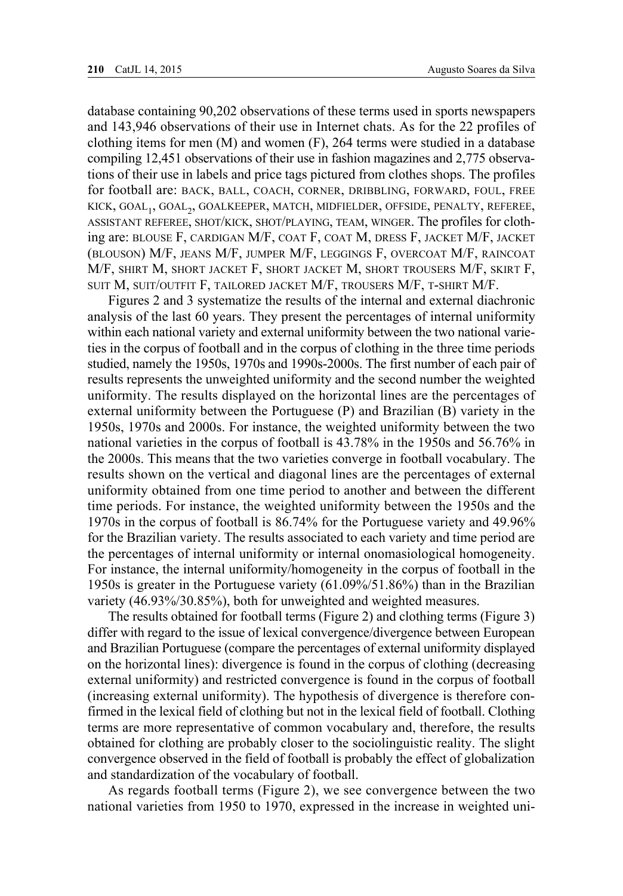database containing 90,202 observations of these terms used in sports newspapers and 143,946 observations of their use in Internet chats. As for the 22 profiles of clothing items for men (M) and women (F), 264 terms were studied in a database compiling 12,451 observations of their use in fashion magazines and 2,775 observations of their use in labels and price tags pictured from clothes shops. The profiles for football are: BACK, BALL, COACH, CORNER, DRIBBLING, FORWARD, FOUL, FREE KICK, $\text{GOAL}_1$, $\text{GOAL}_2$, GOALKEEPER, MATCH, MIDFIELDER, OFFSIDE, PENALTY, REFEREE, ASSISTANT REFEREE, SHOT/KICK, SHOT/PLAYING, TEAM, WINGER. The profiles for clothing are: BLOUSE F, CARDIGAN M/F, COAT F, COAT M, DRESS F, JACKET M/F, JACKET (BLOUSON) M/F, JEANS M/F, JUMPER M/F, LEGGINGS F, OVERCOAT M/F, RAINCOAT M/F, SHIRT M, SHORT JACKET F, SHORT JACKET M, SHORT TROUSERS M/F, SKIRT F, SUIT M, SUIT/OUTFIT F, TAILORED JACKET M/F, TROUSERS M/F, T-SHIRT M/F.

Figures 2 and 3 systematize the results of the internal and external diachronic analysis of the last 60 years. They present the percentages of internal uniformity within each national variety and external uniformity between the two national varieties in the corpus of football and in the corpus of clothing in the three time periods studied, namely the 1950s, 1970s and 1990s-2000s. The first number of each pair of results represents the unweighted uniformity and the second number the weighted uniformity. The results displayed on the horizontal lines are the percentages of external uniformity between the Portuguese (P) and Brazilian (B) variety in the 1950s, 1970s and 2000s. For instance, the weighted uniformity between the two national varieties in the corpus of football is 43.78% in the 1950s and 56.76% in the 2000s. This means that the two varieties converge in football vocabulary. The results shown on the vertical and diagonal lines are the percentages of external uniformity obtained from one time period to another and between the different time periods. For instance, the weighted uniformity between the 1950s and the 1970s in the corpus of football is 86.74% for the Portuguese variety and 49.96% for the Brazilian variety. The results associated to each variety and time period are the percentages of internal uniformity or internal onomasiological homogeneity. For instance, the internal uniformity/homogeneity in the corpus of football in the 1950s is greater in the Portuguese variety (61.09%/51.86%) than in the Brazilian variety (46.93%/30.85%), both for unweighted and weighted measures.

The results obtained for football terms (Figure 2) and clothing terms (Figure 3) differ with regard to the issue of lexical convergence/divergence between European and Brazilian Portuguese (compare the percentages of external uniformity displayed on the horizontal lines): divergence is found in the corpus of clothing (decreasing external uniformity) and restricted convergence is found in the corpus of football (increasing external uniformity). The hypothesis of divergence is therefore confirmed in the lexical field of clothing but not in the lexical field of football. Clothing terms are more representative of common vocabulary and, therefore, the results obtained for clothing are probably closer to the sociolinguistic reality. The slight convergence observed in the field of football is probably the effect of globalization and standardization of the vocabulary of football.

As regards football terms (Figure 2), we see convergence between the two national varieties from 1950 to 1970, expressed in the increase in weighted uni-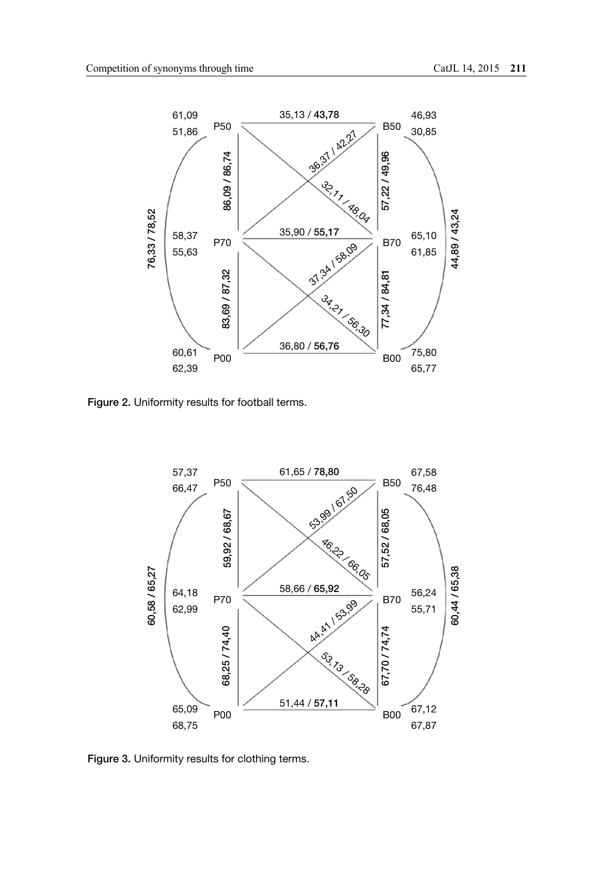Figure 2. Uniformity results for football terms.

Figure 3. Uniformity results for clothing terms.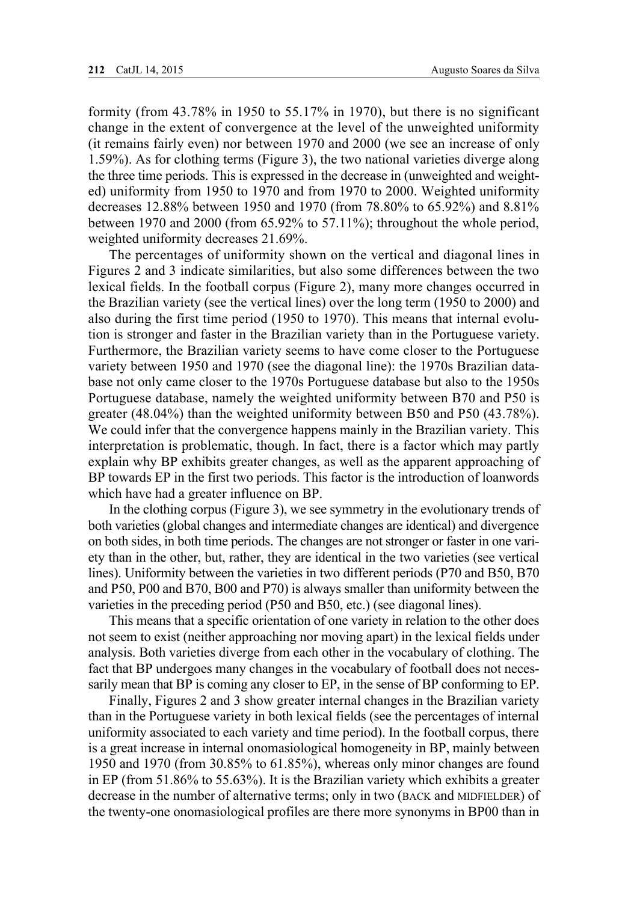formity (from 43.78% in 1950 to 55.17% in 1970), but there is no significant change in the extent of convergence at the level of the unweighted uniformity (it remains fairly even) nor between 1970 and 2000 (we see an increase of only 1.59%). As for clothing terms (Figure 3), the two national varieties diverge along the three time periods. This is expressed in the decrease in (unweighted and weighted) uniformity from 1950 to 1970 and from 1970 to 2000. Weighted uniformity decreases 12.88% between 1950 and 1970 (from 78.80% to 65.92%) and 8.81% between 1970 and 2000 (from 65.92% to 57.11%); throughout the whole period, weighted uniformity decreases 21.69%.

The percentages of uniformity shown on the vertical and diagonal lines in Figures 2 and 3 indicate similarities, but also some differences between the two lexical fields. In the football corpus (Figure 2), many more changes occurred in the Brazilian variety (see the vertical lines) over the long term (1950 to 2000) and also during the first time period (1950 to 1970). This means that internal evolution is stronger and faster in the Brazilian variety than in the Portuguese variety. Furthermore, the Brazilian variety seems to have come closer to the Portuguese variety between 1950 and 1970 (see the diagonal line): the 1970s Brazilian database not only came closer to the 1970s Portuguese database but also to the 1950s Portuguese database, namely the weighted uniformity between B70 and P50 is greater (48.04%) than the weighted uniformity between B50 and P50 (43.78%). We could infer that the convergence happens mainly in the Brazilian variety. This interpretation is problematic, though. In fact, there is a factor which may partly explain why BP exhibits greater changes, as well as the apparent approaching of BP towards EP in the first two periods. This factor is the introduction of loanwords which have had a greater influence on BP.

In the clothing corpus (Figure 3), we see symmetry in the evolutionary trends of both varieties (global changes and intermediate changes are identical) and divergence on both sides, in both time periods. The changes are not stronger or faster in one variety than in the other, but, rather, they are identical in the two varieties (see vertical lines). Uniformity between the varieties in two different periods (P70 and B50, B70 and P50, P00 and B70, B00 and P70) is always smaller than uniformity between the varieties in the preceding period (P50 and B50, etc.) (see diagonal lines).

This means that a specific orientation of one variety in relation to the other does not seem to exist (neither approaching nor moving apart) in the lexical fields under analysis. Both varieties diverge from each other in the vocabulary of clothing. The fact that BP undergoes many changes in the vocabulary of football does not necessarily mean that BP is coming any closer to EP, in the sense of BP conforming to EP.

Finally, Figures 2 and 3 show greater internal changes in the Brazilian variety than in the Portuguese variety in both lexical fields (see the percentages of internal uniformity associated to each variety and time period). In the football corpus, there is a great increase in internal onomasiological homogeneity in BP, mainly between 1950 and 1970 (from 30.85% to 61.85%), whereas only minor changes are found in EP (from 51.86% to 55.63%). It is the Brazilian variety which exhibits a greater decrease in the number of alternative terms; only in two (BACK and MIDFIELDER) of the twenty-one onomasiological profiles are there more synonyms in BP00 than in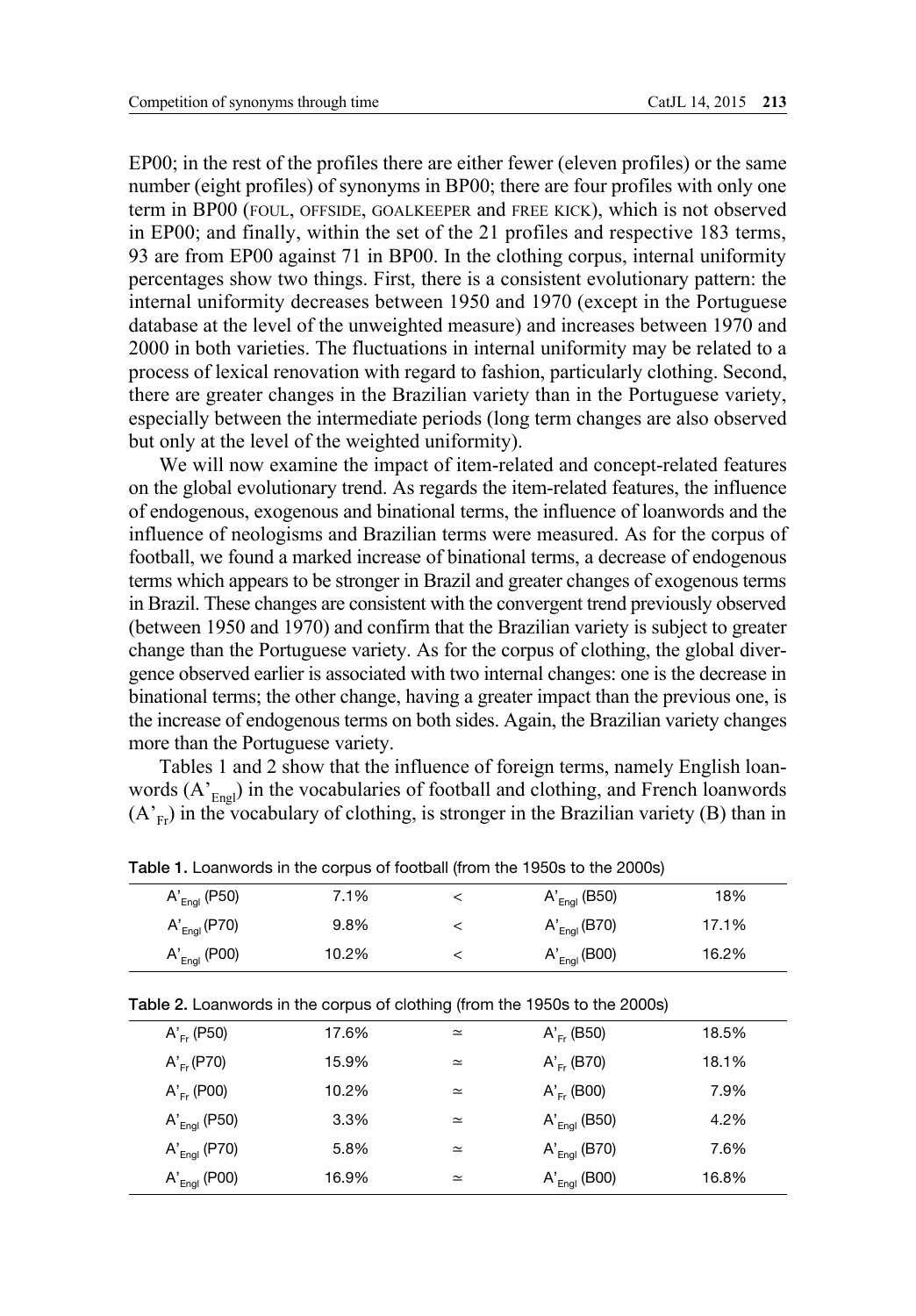EP00; in the rest of the profiles there are either fewer (eleven profiles) or the same number (eight profiles) of synonyms in BP00; there are four profiles with only one term in BP00 (FOUL, OFFSIDE, GOALKEEPER and FREE KICK), which is not observed in EP00; and finally, within the set of the 21 profiles and respective 183 terms, 93 are from EP00 against 71 in BP00. In the clothing corpus, internal uniformity percentages show two things. First, there is a consistent evolutionary pattern: the internal uniformity decreases between 1950 and 1970 (except in the Portuguese database at the level of the unweighted measure) and increases between 1970 and 2000 in both varieties. The fluctuations in internal uniformity may be related to a process of lexical renovation with regard to fashion, particularly clothing. Second, there are greater changes in the Brazilian variety than in the Portuguese variety, especially between the intermediate periods (long term changes are also observed but only at the level of the weighted uniformity).

We will now examine the impact of item-related and concept-related features on the global evolutionary trend. As regards the item-related features, the influence of endogenous, exogenous and binational terms, the influence of loanwords and the influence of neologisms and Brazilian terms were measured. As for the corpus of football, we found a marked increase of binational terms, a decrease of endogenous terms which appears to be stronger in Brazil and greater changes of exogenous terms in Brazil. These changes are consistent with the convergent trend previously observed (between 1950 and 1970) and confirm that the Brazilian variety is subject to greater change than the Portuguese variety. As for the corpus of clothing, the global divergence observed earlier is associated with two internal changes: one is the decrease in binational terms; the other change, having a greater impact than the previous one, is the increase of endogenous terms on both sides. Again, the Brazilian variety changes more than the Portuguese variety.

Tables 1 and 2 show that the influence of foreign terms, namely English loanwords ($A'_{Engl}$) in the vocabularies of football and clothing, and French loanwords ($A'_{Fr}$) in the vocabulary of clothing, is stronger in the Brazilian variety (B) than in

**Table 1.** Loanwords in the corpus of football (from the 1950s to the 2000s)

| | | | | |
|---|---|---|---|---|
| $A'_{Engl}$ (P50) | 7.1% | < | $A'_{Engl}$ (B50) | 18% |
| $A'_{Engl}$ (P70) | 9.8% | < | $A'_{Engl}$ (B70) | 17.1% |
| $A'_{Engl}$ (P00) | 10.2% | < | $A'_{Engl}$ (B00) | 16.2% |

**Table 2.** Loanwords in the corpus of clothing (from the 1950s to the 2000s)

| | | | | |
|---|---|---|---|---|
| $A'_{Fr}$ (P50) | 17.6% | ≃ | $A'_{Fr}$ (B50) | 18.5% |
| $A'_{Fr}$ (P70) | 15.9% | ≃ | $A'_{Fr}$ (B70) | 18.1% |
| $A'_{Fr}$ (P00) | 10.2% | ≃ | $A'_{Fr}$ (B00) | 7.9% |
| $A'_{Engl}$ (P50) | 3.3% | ≃ | $A'_{Engl}$ (B50) | 4.2% |
| $A'_{Engl}$ (P70) | 5.8% | ≃ | $A'_{Engl}$ (B70) | 7.6% |
| $A'_{Engl}$ (P00) | 16.9% | ≃ | $A'_{Engl}$ (B00) | 16.8% |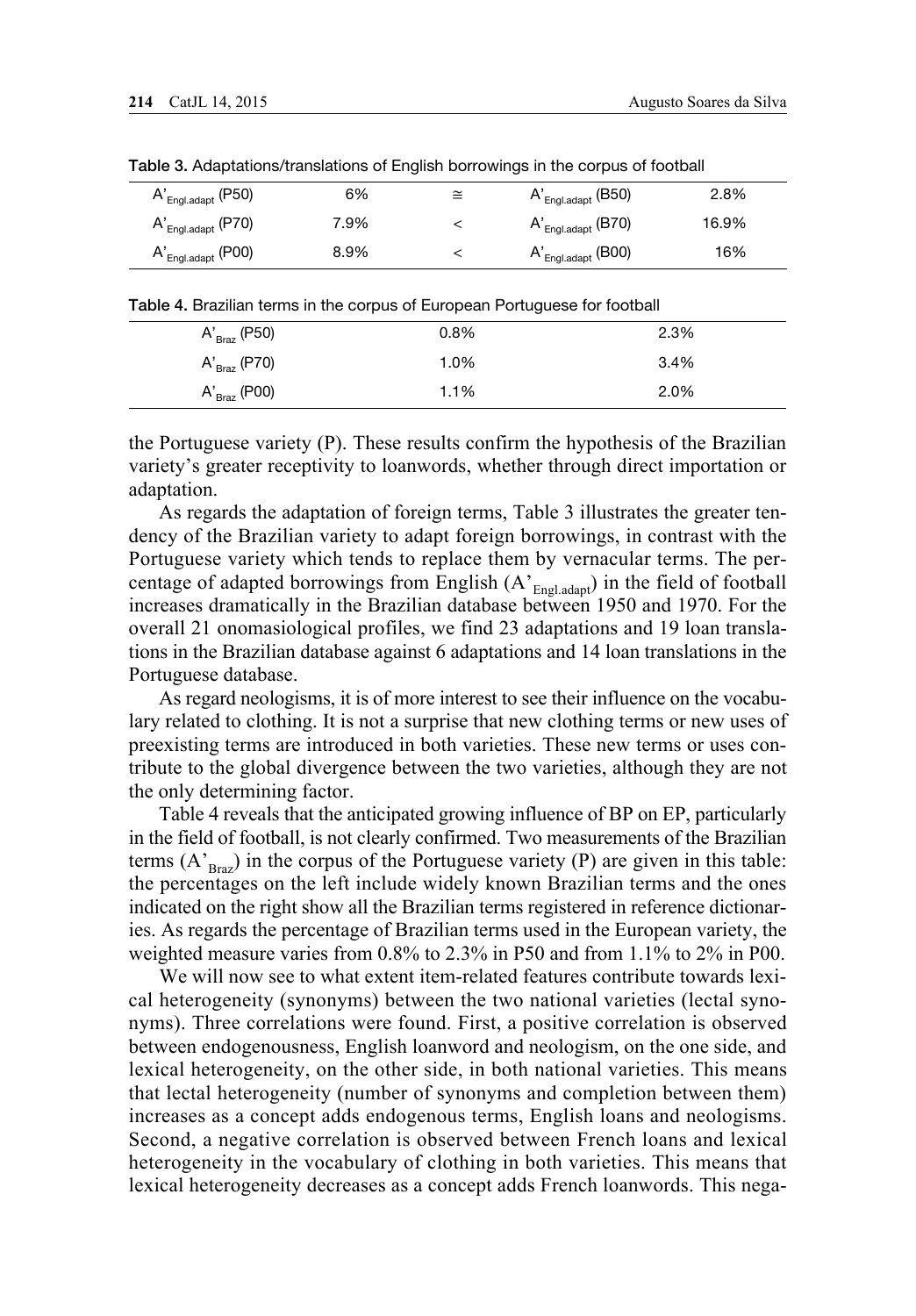**Table 3.** Adaptations/translations of English borrowings in the corpus of football

| | | | | |
|---|---|---|---|---|
| $A'_{Engl.adapt}$ (P50) | 6% | ≅ | $A'_{Engl.adapt}$ (B50) | 2.8% |
| $A'_{Engl.adapt}$ (P70) | 7.9% | < | $A'_{Engl.adapt}$ (B70) | 16.9% |
| $A'_{Engl.adapt}$ (P00) | 8.9% | < | $A'_{Engl.adapt}$ (B00) | 16% |

**Table 4.** Brazilian terms in the corpus of European Portuguese for football

| | | |
|---|---|---|
| $A'_{Braz}$ (P50) | 0.8% | 2.3% |
| $A'_{Braz}$ (P70) | 1.0% | 3.4% |
| $A'_{Braz}$ (P00) | 1.1% | 2.0% |

the Portuguese variety (P). These results confirm the hypothesis of the Brazilian variety's greater receptivity to loanwords, whether through direct importation or adaptation.

As regards the adaptation of foreign terms, Table 3 illustrates the greater tendency of the Brazilian variety to adapt foreign borrowings, in contrast with the Portuguese variety which tends to replace them by vernacular terms. The percentage of adapted borrowings from English ($A'_{Engl.adapt}$) in the field of football increases dramatically in the Brazilian database between 1950 and 1970. For the overall 21 onomasiological profiles, we find 23 adaptations and 19 loan translations in the Brazilian database against 6 adaptations and 14 loan translations in the Portuguese database.

As regard neologisms, it is of more interest to see their influence on the vocabulary related to clothing. It is not a surprise that new clothing terms or new uses of preexisting terms are introduced in both varieties. These new terms or uses contribute to the global divergence between the two varieties, although they are not the only determining factor.

Table 4 reveals that the anticipated growing influence of BP on EP, particularly in the field of football, is not clearly confirmed. Two measurements of the Brazilian terms ($A'_{Braz}$) in the corpus of the Portuguese variety (P) are given in this table: the percentages on the left include widely known Brazilian terms and the ones indicated on the right show all the Brazilian terms registered in reference dictionaries. As regards the percentage of Brazilian terms used in the European variety, the weighted measure varies from 0.8% to 2.3% in P50 and from 1.1% to 2% in P00.

We will now see to what extent item-related features contribute towards lexical heterogeneity (synonyms) between the two national varieties (lectal synonyms). Three correlations were found. First, a positive correlation is observed between endogenousness, English loanword and neologism, on the one side, and lexical heterogeneity, on the other side, in both national varieties. This means that lectal heterogeneity (number of synonyms and completion between them) increases as a concept adds endogenous terms, English loans and neologisms. Second, a negative correlation is observed between French loans and lexical heterogeneity in the vocabulary of clothing in both varieties. This means that lexical heterogeneity decreases as a concept adds French loanwords. This nega-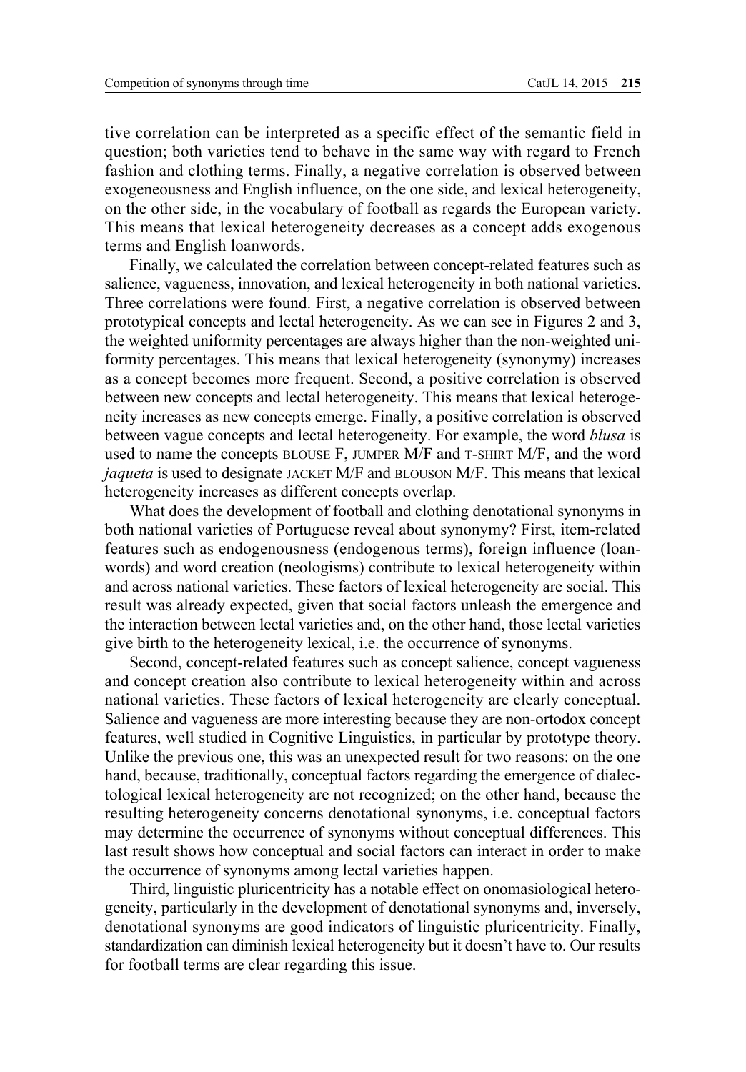tive correlation can be interpreted as a specific effect of the semantic field in question; both varieties tend to behave in the same way with regard to French fashion and clothing terms. Finally, a negative correlation is observed between exogeneousness and English influence, on the one side, and lexical heterogeneity, on the other side, in the vocabulary of football as regards the European variety. This means that lexical heterogeneity decreases as a concept adds exogenous terms and English loanwords.

Finally, we calculated the correlation between concept-related features such as salience, vagueness, innovation, and lexical heterogeneity in both national varieties. Three correlations were found. First, a negative correlation is observed between prototypical concepts and lectal heterogeneity. As we can see in Figures 2 and 3, the weighted uniformity percentages are always higher than the non-weighted uniformity percentages. This means that lexical heterogeneity (synonymy) increases as a concept becomes more frequent. Second, a positive correlation is observed between new concepts and lectal heterogeneity. This means that lexical heterogeneity increases as new concepts emerge. Finally, a positive correlation is observed between vague concepts and lectal heterogeneity. For example, the word *blusa* is used to name the concepts BLOUSE F, JUMPER M/F and T-SHIRT M/F, and the word *jaqueta* is used to designate JACKET M/F and BLOUSON M/F. This means that lexical heterogeneity increases as different concepts overlap.

What does the development of football and clothing denotational synonyms in both national varieties of Portuguese reveal about synonymy? First, item-related features such as endogenousness (endogenous terms), foreign influence (loanwords) and word creation (neologisms) contribute to lexical heterogeneity within and across national varieties. These factors of lexical heterogeneity are social. This result was already expected, given that social factors unleash the emergence and the interaction between lectal varieties and, on the other hand, those lectal varieties give birth to the heterogeneity lexical, i.e. the occurrence of synonyms.

Second, concept-related features such as concept salience, concept vagueness and concept creation also contribute to lexical heterogeneity within and across national varieties. These factors of lexical heterogeneity are clearly conceptual. Salience and vagueness are more interesting because they are non-ortodox concept features, well studied in Cognitive Linguistics, in particular by prototype theory. Unlike the previous one, this was an unexpected result for two reasons: on the one hand, because, traditionally, conceptual factors regarding the emergence of dialectological lexical heterogeneity are not recognized; on the other hand, because the resulting heterogeneity concerns denotational synonyms, i.e. conceptual factors may determine the occurrence of synonyms without conceptual differences. This last result shows how conceptual and social factors can interact in order to make the occurrence of synonyms among lectal varieties happen.

Third, linguistic pluricentricity has a notable effect on onomasiological heterogeneity, particularly in the development of denotational synonyms and, inversely, denotational synonyms are good indicators of linguistic pluricentricity. Finally, standardization can diminish lexical heterogeneity but it doesn't have to. Our results for football terms are clear regarding this issue.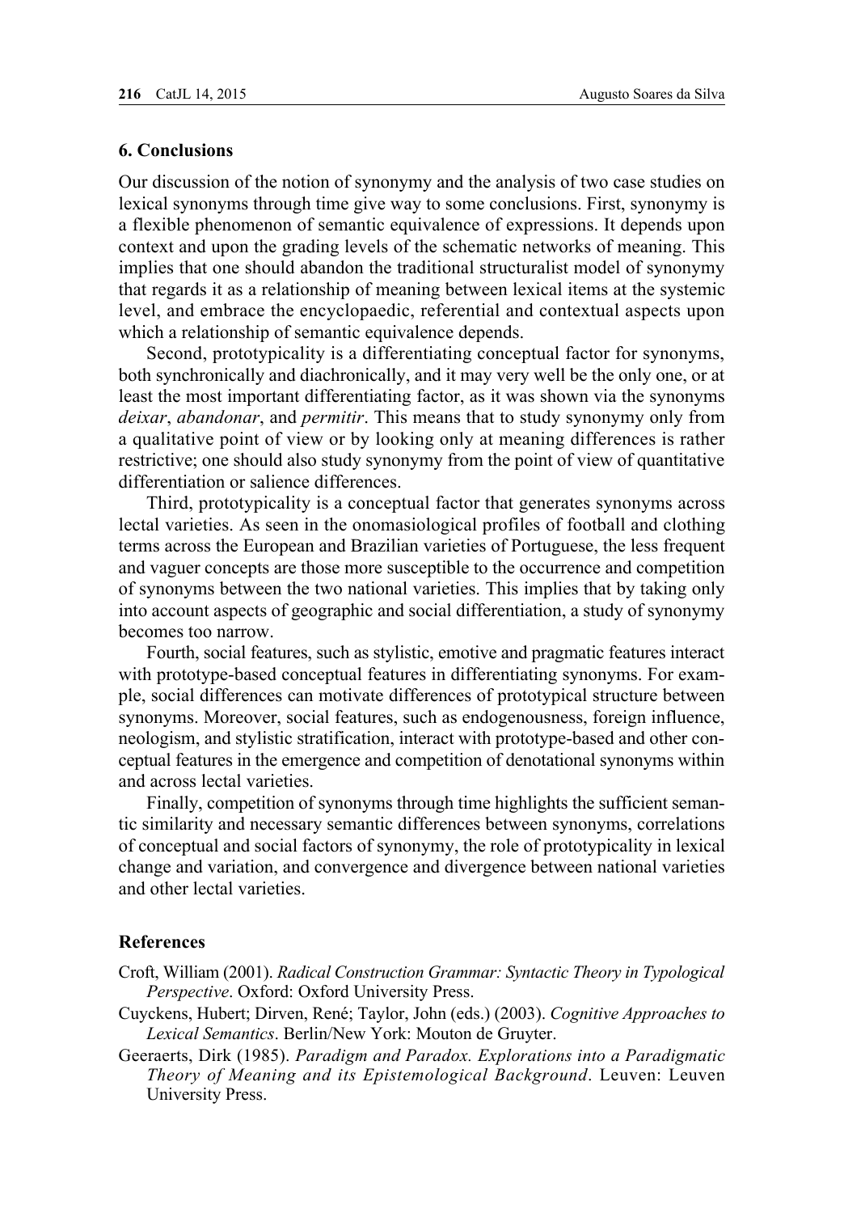## 6. Conclusions

Our discussion of the notion of synonymy and the analysis of two case studies on lexical synonyms through time give way to some conclusions. First, synonymy is a flexible phenomenon of semantic equivalence of expressions. It depends upon context and upon the grading levels of the schematic networks of meaning. This implies that one should abandon the traditional structuralist model of synonymy that regards it as a relationship of meaning between lexical items at the systemic level, and embrace the encyclopaedic, referential and contextual aspects upon which a relationship of semantic equivalence depends.

Second, prototypicality is a differentiating conceptual factor for synonyms, both synchronically and diachronically, and it may very well be the only one, or at least the most important differentiating factor, as it was shown via the synonyms *deixar*, *abandonar*, and *permitir*. This means that to study synonymy only from a qualitative point of view or by looking only at meaning differences is rather restrictive; one should also study synonymy from the point of view of quantitative differentiation or salience differences.

Third, prototypicality is a conceptual factor that generates synonyms across lectal varieties. As seen in the onomasiological profiles of football and clothing terms across the European and Brazilian varieties of Portuguese, the less frequent and vaguer concepts are those more susceptible to the occurrence and competition of synonyms between the two national varieties. This implies that by taking only into account aspects of geographic and social differentiation, a study of synonymy becomes too narrow.

Fourth, social features, such as stylistic, emotive and pragmatic features interact with prototype-based conceptual features in differentiating synonyms. For example, social differences can motivate differences of prototypical structure between synonyms. Moreover, social features, such as endogenousness, foreign influence, neologism, and stylistic stratification, interact with prototype-based and other conceptual features in the emergence and competition of denotational synonyms within and across lectal varieties.

Finally, competition of synonyms through time highlights the sufficient semantic similarity and necessary semantic differences between synonyms, correlations of conceptual and social factors of synonymy, the role of prototypicality in lexical change and variation, and convergence and divergence between national varieties and other lectal varieties.

## References

Croft, William (2001). *Radical Construction Grammar: Syntactic Theory in Typological Perspective*. Oxford: Oxford University Press.

Cuyckens, Hubert; Dirven, René; Taylor, John (eds.) (2003). *Cognitive Approaches to Lexical Semantics*. Berlin/New York: Mouton de Gruyter.

Geeraerts, Dirk (1985). *Paradigm and Paradox. Explorations into a Paradigmatic Theory of Meaning and its Epistemological Background*. Leuven: Leuven University Press.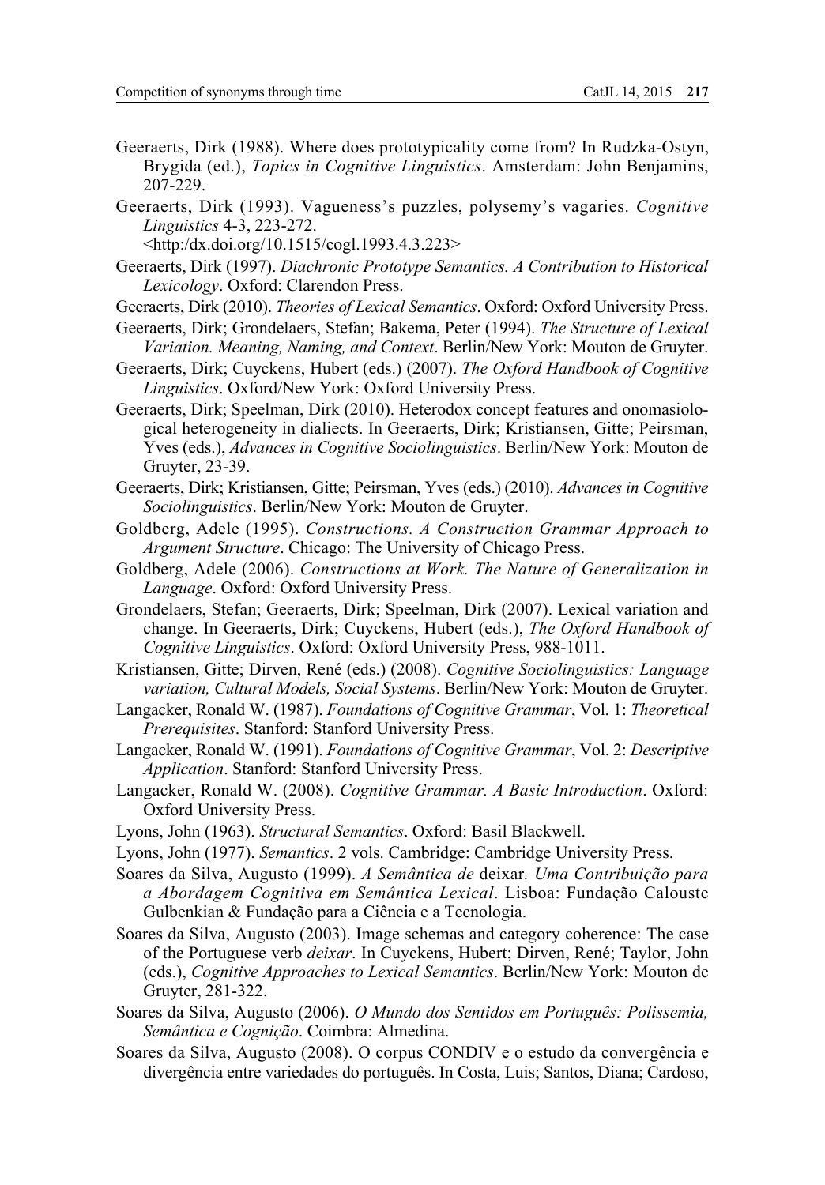Geeraerts, Dirk (1988). Where does prototypicality come from? In Rudzka-Ostyn, Brygida (ed.), *Topics in Cognitive Linguistics*. Amsterdam: John Benjamins, 207-229.

Geeraerts, Dirk (1993). Vagueness's puzzles, polysemy's vagaries. *Cognitive Linguistics* 4-3, 223-272.
<http:/dx.doi.org/10.1515/cogl.1993.4.3.223>

Geeraerts, Dirk (1997). *Diachronic Prototype Semantics. A Contribution to Historical Lexicology*. Oxford: Clarendon Press.

Geeraerts, Dirk (2010). *Theories of Lexical Semantics*. Oxford: Oxford University Press.

Geeraerts, Dirk; Grondelaers, Stefan; Bakema, Peter (1994). *The Structure of Lexical Variation. Meaning, Naming, and Context*. Berlin/New York: Mouton de Gruyter.

Geeraerts, Dirk; Cuyckens, Hubert (eds.) (2007). *The Oxford Handbook of Cognitive Linguistics*. Oxford/New York: Oxford University Press.

Geeraerts, Dirk; Speelman, Dirk (2010). Heterodox concept features and onomasiological heterogeneity in dialiects. In Geeraerts, Dirk; Kristiansen, Gitte; Peirsman, Yves (eds.), *Advances in Cognitive Sociolinguistics*. Berlin/New York: Mouton de Gruyter, 23-39.

Geeraerts, Dirk; Kristiansen, Gitte; Peirsman, Yves (eds.) (2010). *Advances in Cognitive Sociolinguistics*. Berlin/New York: Mouton de Gruyter.

Goldberg, Adele (1995). *Constructions. A Construction Grammar Approach to Argument Structure*. Chicago: The University of Chicago Press.

Goldberg, Adele (2006). *Constructions at Work. The Nature of Generalization in Language*. Oxford: Oxford University Press.

Grondelaers, Stefan; Geeraerts, Dirk; Speelman, Dirk (2007). Lexical variation and change. In Geeraerts, Dirk; Cuyckens, Hubert (eds.), *The Oxford Handbook of Cognitive Linguistics*. Oxford: Oxford University Press, 988-1011.

Kristiansen, Gitte; Dirven, René (eds.) (2008). *Cognitive Sociolinguistics: Language variation, Cultural Models, Social Systems*. Berlin/New York: Mouton de Gruyter.

Langacker, Ronald W. (1987). *Foundations of Cognitive Grammar*, Vol. 1: *Theoretical Prerequisites*. Stanford: Stanford University Press.

Langacker, Ronald W. (1991). *Foundations of Cognitive Grammar*, Vol. 2: *Descriptive Application*. Stanford: Stanford University Press.

Langacker, Ronald W. (2008). *Cognitive Grammar. A Basic Introduction*. Oxford: Oxford University Press.

Lyons, John (1963). *Structural Semantics*. Oxford: Basil Blackwell.

Lyons, John (1977). *Semantics*. 2 vols. Cambridge: Cambridge University Press.

Soares da Silva, Augusto (1999). *A Semântica de* deixar*. Uma Contribuição para a Abordagem Cognitiva em Semântica Lexical*. Lisboa: Fundação Calouste Gulbenkian & Fundação para a Ciência e a Tecnologia.

Soares da Silva, Augusto (2003). Image schemas and category coherence: The case of the Portuguese verb *deixar*. In Cuyckens, Hubert; Dirven, René; Taylor, John (eds.), *Cognitive Approaches to Lexical Semantics*. Berlin/New York: Mouton de Gruyter, 281-322.

Soares da Silva, Augusto (2006). *O Mundo dos Sentidos em Português: Polissemia, Semântica e Cognição*. Coimbra: Almedina.

Soares da Silva, Augusto (2008). O corpus CONDIV e o estudo da convergência e divergência entre variedades do português. In Costa, Luis; Santos, Diana; Cardoso,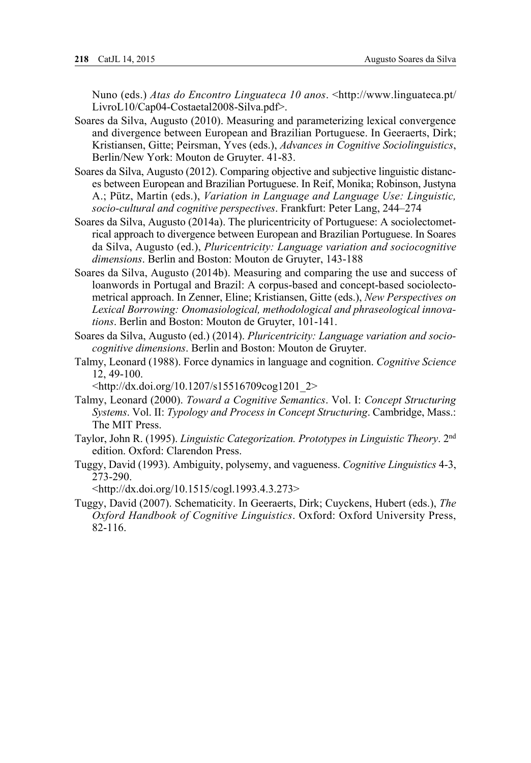Nuno (eds.) *Atas do Encontro Linguateca 10 anos*. <http://www.linguateca.pt/LivroL10/Cap04-Costaetal2008-Silva.pdf>.

Soares da Silva, Augusto (2010). Measuring and parameterizing lexical convergence and divergence between European and Brazilian Portuguese. In Geeraerts, Dirk; Kristiansen, Gitte; Peirsman, Yves (eds.), *Advances in Cognitive Sociolinguistics*, Berlin/New York: Mouton de Gruyter. 41-83.

Soares da Silva, Augusto (2012). Comparing objective and subjective linguistic distances between European and Brazilian Portuguese. In Reif, Monika; Robinson, Justyna A.; Pütz, Martin (eds.), *Variation in Language and Language Use: Linguistic, socio-cultural and cognitive perspectives*. Frankfurt: Peter Lang, 244–274

Soares da Silva, Augusto (2014a). The pluricentricity of Portuguese: A sociolectometrical approach to divergence between European and Brazilian Portuguese. In Soares da Silva, Augusto (ed.), *Pluricentricity: Language variation and sociocognitive dimensions*. Berlin and Boston: Mouton de Gruyter, 143-188

Soares da Silva, Augusto (2014b). Measuring and comparing the use and success of loanwords in Portugal and Brazil: A corpus-based and concept-based sociolectometrical approach. In Zenner, Eline; Kristiansen, Gitte (eds.), *New Perspectives on Lexical Borrowing: Onomasiological, methodological and phraseological innovations*. Berlin and Boston: Mouton de Gruyter, 101-141.

Soares da Silva, Augusto (ed.) (2014). *Pluricentricity: Language variation and sociocognitive dimensions*. Berlin and Boston: Mouton de Gruyter.

Talmy, Leonard (1988). Force dynamics in language and cognition. *Cognitive Science* 12, 49-100.
<http://dx.doi.org/10.1207/s15516709cog1201_2>

Talmy, Leonard (2000). *Toward a Cognitive Semantics*. Vol. I: *Concept Structuring Systems*. Vol. II: *Typology and Process in Concept Structuring*. Cambridge, Mass.: The MIT Press.

Taylor, John R. (1995). *Linguistic Categorization. Prototypes in Linguistic Theory*. 2nd edition. Oxford: Clarendon Press.

Tuggy, David (1993). Ambiguity, polysemy, and vagueness. *Cognitive Linguistics* 4-3, 273-290.
<http://dx.doi.org/10.1515/cogl.1993.4.3.273>

Tuggy, David (2007). Schematicity. In Geeraerts, Dirk; Cuyckens, Hubert (eds.), *The Oxford Handbook of Cognitive Linguistics*. Oxford: Oxford University Press, 82-116.